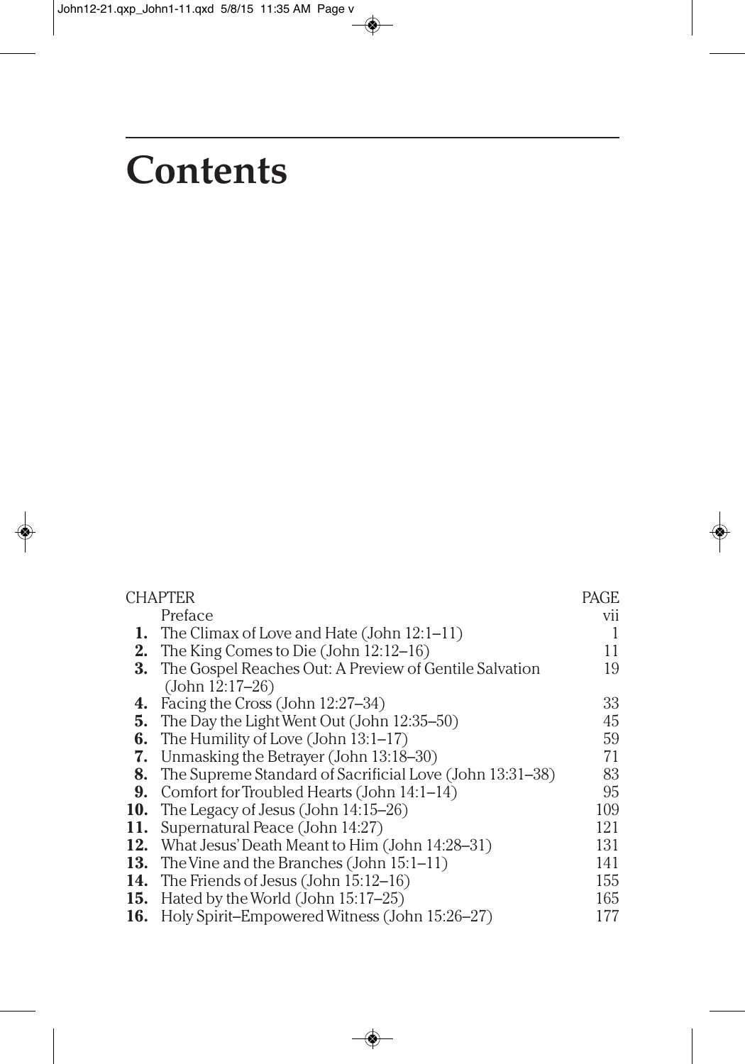# Contents

| CHAPTER | | PAGE |
|---|---|---|
| | Preface | vii |
| **1.** | The Climax of Love and Hate (John 12:1–11) | 1 |
| **2.** | The King Comes to Die (John 12:12–16) | 11 |
| **3.** | The Gospel Reaches Out: A Preview of Gentile Salvation (John 12:17–26) | 19 |
| **4.** | Facing the Cross (John 12:27–34) | 33 |
| **5.** | The Day the Light Went Out (John 12:35–50) | 45 |
| **6.** | The Humility of Love (John 13:1–17) | 59 |
| **7.** | Unmasking the Betrayer (John 13:18–30) | 71 |
| **8.** | The Supreme Standard of Sacrificial Love (John 13:31–38) | 83 |
| **9.** | Comfort for Troubled Hearts (John 14:1–14) | 95 |
| **10.** | The Legacy of Jesus (John 14:15–26) | 109 |
| **11.** | Supernatural Peace (John 14:27) | 121 |
| **12.** | What Jesus' Death Meant to Him (John 14:28–31) | 131 |
| **13.** | The Vine and the Branches (John 15:1–11) | 141 |
| **14.** | The Friends of Jesus (John 15:12–16) | 155 |
| **15.** | Hated by the World (John 15:17–25) | 165 |
| **16.** | Holy Spirit–Empowered Witness (John 15:26–27) | 177 |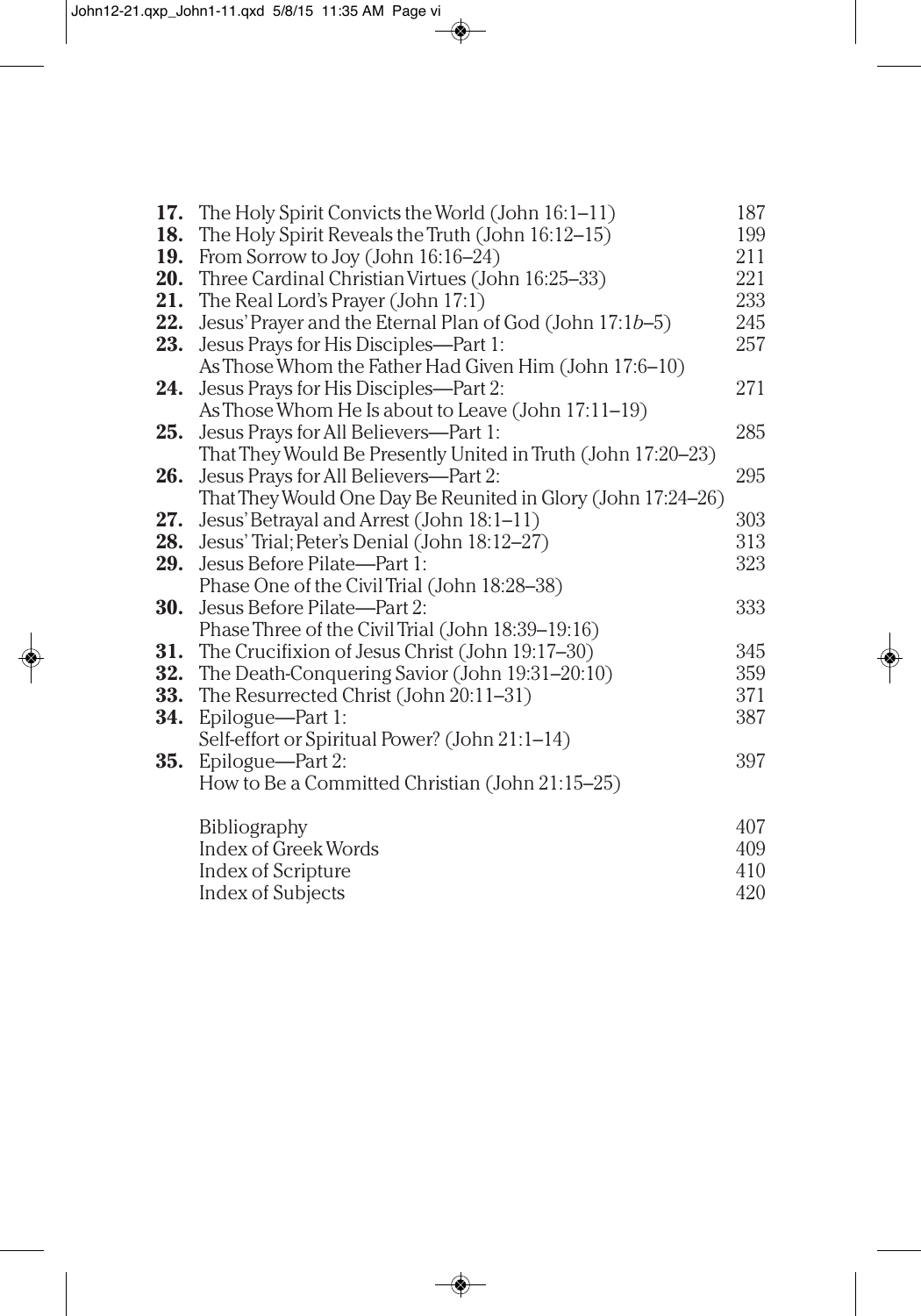| | | |
|---|---|---|
| **17.** | The Holy Spirit Convicts the World (John 16:1–11) | 187 |
| **18.** | The Holy Spirit Reveals the Truth (John 16:12–15) | 199 |
| **19.** | From Sorrow to Joy (John 16:16–24) | 211 |
| **20.** | Three Cardinal Christian Virtues (John 16:25–33) | 221 |
| **21.** | The Real Lord's Prayer (John 17:1) | 233 |
| **22.** | Jesus' Prayer and the Eternal Plan of God (John 17:1*b*–5) | 245 |
| **23.** | Jesus Prays for His Disciples—Part 1: As Those Whom the Father Had Given Him (John 17:6–10) | 257 |
| **24.** | Jesus Prays for His Disciples—Part 2: As Those Whom He Is about to Leave (John 17:11–19) | 271 |
| **25.** | Jesus Prays for All Believers—Part 1: That They Would Be Presently United in Truth (John 17:20–23) | 285 |
| **26.** | Jesus Prays for All Believers—Part 2: That They Would One Day Be Reunited in Glory (John 17:24–26) | 295 |
| **27.** | Jesus' Betrayal and Arrest (John 18:1–11) | 303 |
| **28.** | Jesus' Trial; Peter's Denial (John 18:12–27) | 313 |
| **29.** | Jesus Before Pilate—Part 1: Phase One of the Civil Trial (John 18:28–38) | 323 |
| **30.** | Jesus Before Pilate—Part 2: Phase Three of the Civil Trial (John 18:39–19:16) | 333 |
| **31.** | The Crucifixion of Jesus Christ (John 19:17–30) | 345 |
| **32.** | The Death-Conquering Savior (John 19:31–20:10) | 359 |
| **33.** | The Resurrected Christ (John 20:11–31) | 371 |
| **34.** | Epilogue—Part 1: Self-effort or Spiritual Power? (John 21:1–14) | 387 |
| **35.** | Epilogue—Part 2: How to Be a Committed Christian (John 21:15–25) | 397 |
| | Bibliography | 407 |
| | Index of Greek Words | 409 |
| | Index of Scripture | 410 |
| | Index of Subjects | 420 |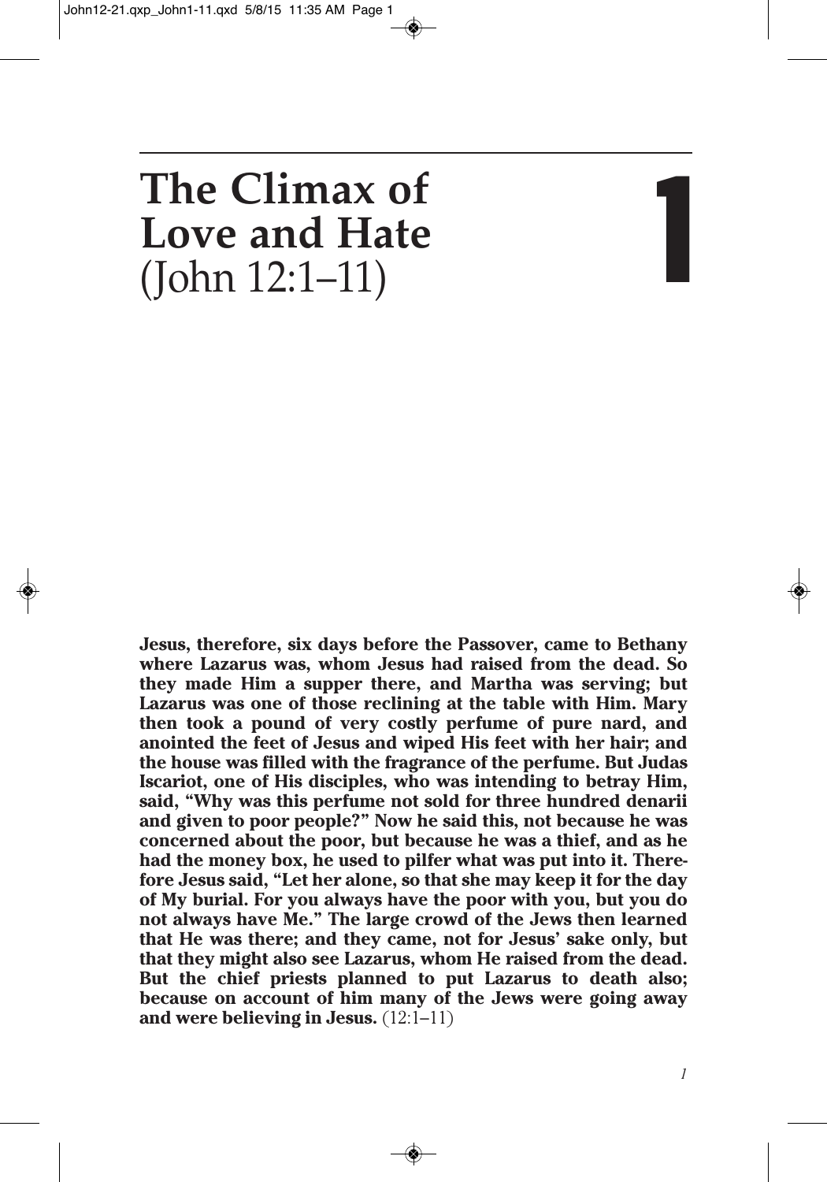# The Climax of Love and Hate (John 12:1–11)

# 1

**Jesus, therefore, six days before the Passover, came to Bethany where Lazarus was, whom Jesus had raised from the dead. So they made Him a supper there, and Martha was serving; but Lazarus was one of those reclining at the table with Him. Mary then took a pound of very costly perfume of pure nard, and anointed the feet of Jesus and wiped His feet with her hair; and the house was filled with the fragrance of the perfume. But Judas Iscariot, one of His disciples, who was intending to betray Him, said, "Why was this perfume not sold for three hundred denarii and given to poor people?" Now he said this, not because he was concerned about the poor, but because he was a thief, and as he had the money box, he used to pilfer what was put into it. Therefore Jesus said, "Let her alone, so that she may keep it for the day of My burial. For you always have the poor with you, but you do not always have Me." The large crowd of the Jews then learned that He was there; and they came, not for Jesus' sake only, but that they might also see Lazarus, whom He raised from the dead. But the chief priests planned to put Lazarus to death also; because on account of him many of the Jews were going away and were believing in Jesus.** (12:1–11)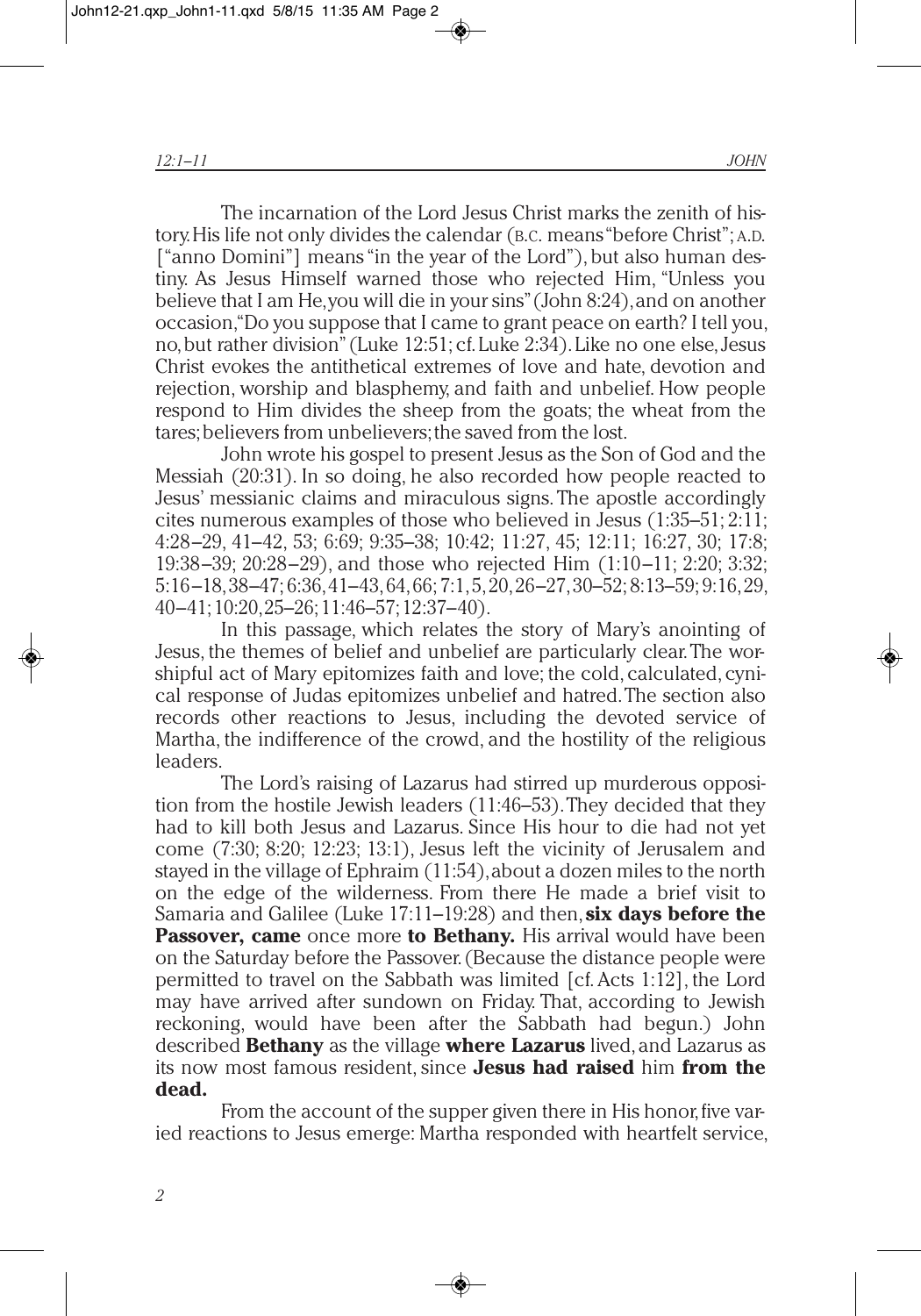The incarnation of the Lord Jesus Christ marks the zenith of history. His life not only divides the calendar (B.C. means "before Christ"; A.D. ["anno Domini"] means "in the year of the Lord"), but also human destiny. As Jesus Himself warned those who rejected Him, "Unless you believe that I am He, you will die in your sins" (John 8:24), and on another occasion, "Do you suppose that I came to grant peace on earth? I tell you, no, but rather division" (Luke 12:51; cf. Luke 2:34). Like no one else, Jesus Christ evokes the antithetical extremes of love and hate, devotion and rejection, worship and blasphemy, and faith and unbelief. How people respond to Him divides the sheep from the goats; the wheat from the tares; believers from unbelievers; the saved from the lost.

John wrote his gospel to present Jesus as the Son of God and the Messiah (20:31). In so doing, he also recorded how people reacted to Jesus' messianic claims and miraculous signs. The apostle accordingly cites numerous examples of those who believed in Jesus (1:35–51; 2:11; 4:28–29, 41–42, 53; 6:69; 9:35–38; 10:42; 11:27, 45; 12:11; 16:27, 30; 17:8; 19:38–39; 20:28–29), and those who rejected Him (1:10–11; 2:20; 3:32; 5:16–18, 38–47; 6:36, 41–43, 64, 66; 7:1, 5, 20, 26–27, 30–52; 8:13–59; 9:16, 29, 40–41; 10:20, 25–26; 11:46–57; 12:37–40).

In this passage, which relates the story of Mary's anointing of Jesus, the themes of belief and unbelief are particularly clear. The worshipful act of Mary epitomizes faith and love; the cold, calculated, cynical response of Judas epitomizes unbelief and hatred. The section also records other reactions to Jesus, including the devoted service of Martha, the indifference of the crowd, and the hostility of the religious leaders.

The Lord's raising of Lazarus had stirred up murderous opposition from the hostile Jewish leaders (11:46–53). They decided that they had to kill both Jesus and Lazarus. Since His hour to die had not yet come (7:30; 8:20; 12:23; 13:1), Jesus left the vicinity of Jerusalem and stayed in the village of Ephraim (11:54), about a dozen miles to the north on the edge of the wilderness. From there He made a brief visit to Samaria and Galilee (Luke 17:11–19:28) and then, **six days before the Passover, came** once more **to Bethany.** His arrival would have been on the Saturday before the Passover. (Because the distance people were permitted to travel on the Sabbath was limited [cf. Acts 1:12], the Lord may have arrived after sundown on Friday. That, according to Jewish reckoning, would have been after the Sabbath had begun.) John described **Bethany** as the village **where Lazarus** lived, and Lazarus as its now most famous resident, since **Jesus had raised** him **from the dead.**

From the account of the supper given there in His honor, five varied reactions to Jesus emerge: Martha responded with heartfelt service,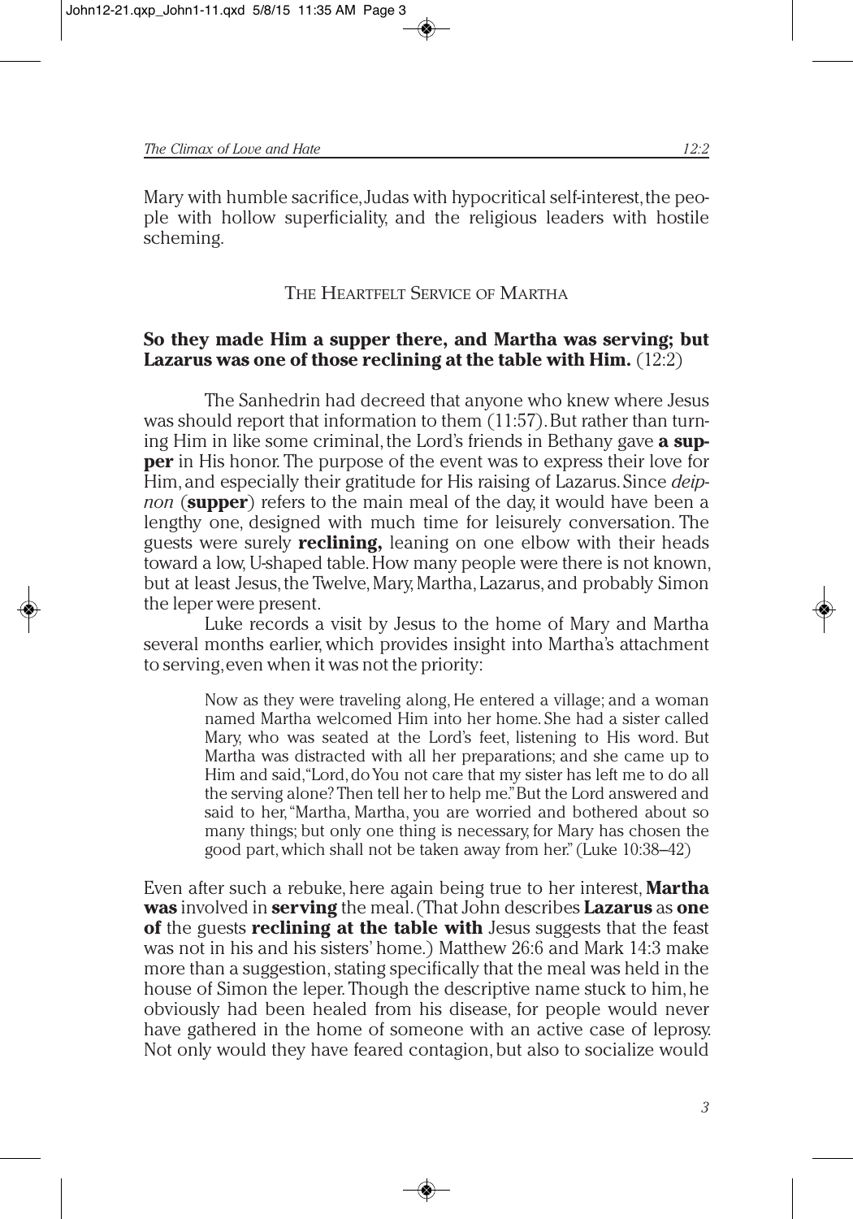Mary with humble sacrifice, Judas with hypocritical self-interest, the people with hollow superficiality, and the religious leaders with hostile scheming.

## The Heartfelt Service of Martha

**So they made Him a supper there, and Martha was serving; but Lazarus was one of those reclining at the table with Him.** (12:2)

The Sanhedrin had decreed that anyone who knew where Jesus was should report that information to them (11:57). But rather than turning Him in like some criminal, the Lord's friends in Bethany gave **a supper** in His honor. The purpose of the event was to express their love for Him, and especially their gratitude for His raising of Lazarus. Since *deipnon* (**supper**) refers to the main meal of the day, it would have been a lengthy one, designed with much time for leisurely conversation. The guests were surely **reclining,** leaning on one elbow with their heads toward a low, U-shaped table. How many people were there is not known, but at least Jesus, the Twelve, Mary, Martha, Lazarus, and probably Simon the leper were present.

Luke records a visit by Jesus to the home of Mary and Martha several months earlier, which provides insight into Martha's attachment to serving, even when it was not the priority:

> Now as they were traveling along, He entered a village; and a woman named Martha welcomed Him into her home. She had a sister called Mary, who was seated at the Lord's feet, listening to His word. But Martha was distracted with all her preparations; and she came up to Him and said, "Lord, do You not care that my sister has left me to do all the serving alone? Then tell her to help me." But the Lord answered and said to her, "Martha, Martha, you are worried and bothered about so many things; but only one thing is necessary, for Mary has chosen the good part, which shall not be taken away from her." (Luke 10:38–42)

Even after such a rebuke, here again being true to her interest, **Martha was** involved in **serving** the meal. (That John describes **Lazarus** as **one of** the guests **reclining at the table with** Jesus suggests that the feast was not in his and his sisters' home.) Matthew 26:6 and Mark 14:3 make more than a suggestion, stating specifically that the meal was held in the house of Simon the leper. Though the descriptive name stuck to him, he obviously had been healed from his disease, for people would never have gathered in the home of someone with an active case of leprosy. Not only would they have feared contagion, but also to socialize would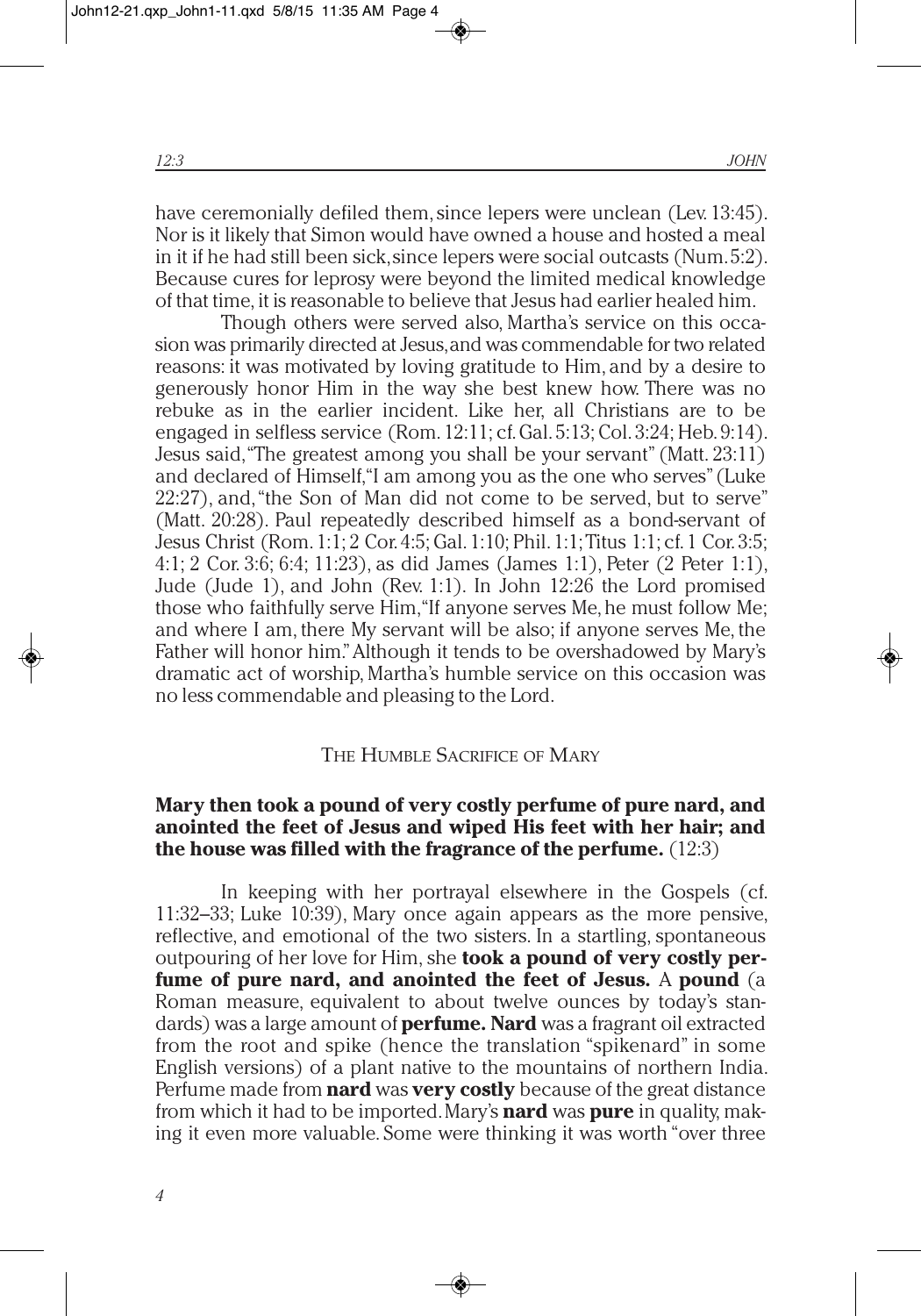have ceremonially defiled them, since lepers were unclean (Lev. 13:45). Nor is it likely that Simon would have owned a house and hosted a meal in it if he had still been sick, since lepers were social outcasts (Num. 5:2). Because cures for leprosy were beyond the limited medical knowledge of that time, it is reasonable to believe that Jesus had earlier healed him.

Though others were served also, Martha's service on this occasion was primarily directed at Jesus, and was commendable for two related reasons: it was motivated by loving gratitude to Him, and by a desire to generously honor Him in the way she best knew how. There was no rebuke as in the earlier incident. Like her, all Christians are to be engaged in selfless service (Rom. 12:11; cf. Gal. 5:13; Col. 3:24; Heb. 9:14). Jesus said, "The greatest among you shall be your servant" (Matt. 23:11) and declared of Himself, "I am among you as the one who serves" (Luke 22:27), and, "the Son of Man did not come to be served, but to serve" (Matt. 20:28). Paul repeatedly described himself as a bond-servant of Jesus Christ (Rom. 1:1; 2 Cor. 4:5; Gal. 1:10; Phil. 1:1; Titus 1:1; cf. 1 Cor. 3:5; 4:1; 2 Cor. 3:6; 6:4; 11:23), as did James (James 1:1), Peter (2 Peter 1:1), Jude (Jude 1), and John (Rev. 1:1). In John 12:26 the Lord promised those who faithfully serve Him, "If anyone serves Me, he must follow Me; and where I am, there My servant will be also; if anyone serves Me, the Father will honor him." Although it tends to be overshadowed by Mary's dramatic act of worship, Martha's humble service on this occasion was no less commendable and pleasing to the Lord.

## THE HUMBLE SACRIFICE OF MARY

**Mary then took a pound of very costly perfume of pure nard, and anointed the feet of Jesus and wiped His feet with her hair; and the house was filled with the fragrance of the perfume.** (12:3)

In keeping with her portrayal elsewhere in the Gospels (cf. 11:32–33; Luke 10:39), Mary once again appears as the more pensive, reflective, and emotional of the two sisters. In a startling, spontaneous outpouring of her love for Him, she **took a pound of very costly perfume of pure nard, and anointed the feet of Jesus.** A **pound** (a Roman measure, equivalent to about twelve ounces by today's standards) was a large amount of **perfume. Nard** was a fragrant oil extracted from the root and spike (hence the translation "spikenard" in some English versions) of a plant native to the mountains of northern India. Perfume made from **nard** was **very costly** because of the great distance from which it had to be imported. Mary's **nard** was **pure** in quality, making it even more valuable. Some were thinking it was worth "over three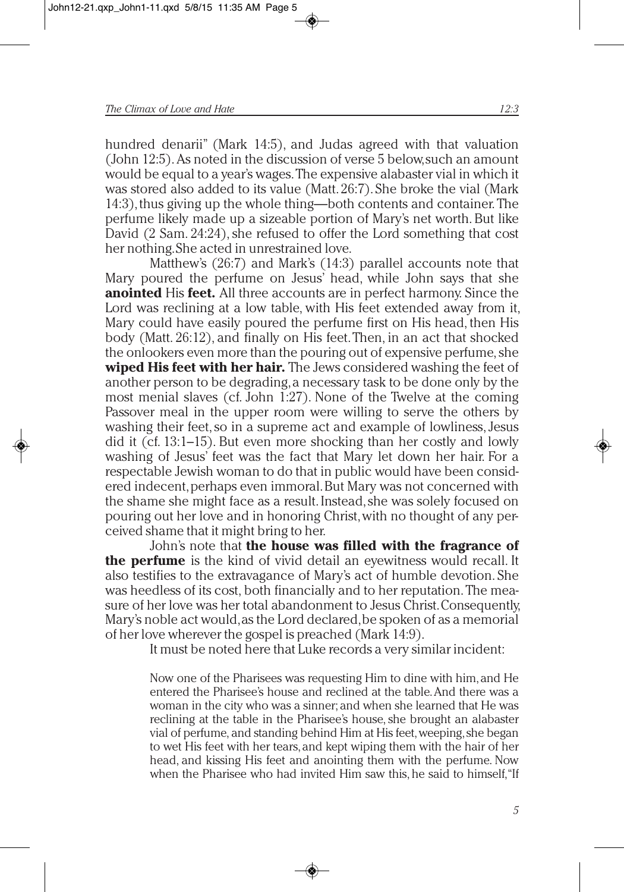hundred denarii" (Mark 14:5), and Judas agreed with that valuation (John 12:5). As noted in the discussion of verse 5 below, such an amount would be equal to a year's wages. The expensive alabaster vial in which it was stored also added to its value (Matt. 26:7). She broke the vial (Mark 14:3), thus giving up the whole thing—both contents and container. The perfume likely made up a sizeable portion of Mary's net worth. But like David (2 Sam. 24:24), she refused to offer the Lord something that cost her nothing. She acted in unrestrained love.

Matthew's (26:7) and Mark's (14:3) parallel accounts note that Mary poured the perfume on Jesus' head, while John says that she **anointed** His **feet.** All three accounts are in perfect harmony. Since the Lord was reclining at a low table, with His feet extended away from it, Mary could have easily poured the perfume first on His head, then His body (Matt. 26:12), and finally on His feet. Then, in an act that shocked the onlookers even more than the pouring out of expensive perfume, she **wiped His feet with her hair.** The Jews considered washing the feet of another person to be degrading, a necessary task to be done only by the most menial slaves (cf. John 1:27). None of the Twelve at the coming Passover meal in the upper room were willing to serve the others by washing their feet, so in a supreme act and example of lowliness, Jesus did it (cf. 13:1–15). But even more shocking than her costly and lowly washing of Jesus' feet was the fact that Mary let down her hair. For a respectable Jewish woman to do that in public would have been considered indecent, perhaps even immoral. But Mary was not concerned with the shame she might face as a result. Instead, she was solely focused on pouring out her love and in honoring Christ, with no thought of any perceived shame that it might bring to her.

John's note that **the house was filled with the fragrance of the perfume** is the kind of vivid detail an eyewitness would recall. It also testifies to the extravagance of Mary's act of humble devotion. She was heedless of its cost, both financially and to her reputation. The measure of her love was her total abandonment to Jesus Christ. Consequently, Mary's noble act would, as the Lord declared, be spoken of as a memorial of her love wherever the gospel is preached (Mark 14:9).

It must be noted here that Luke records a very similar incident:

> Now one of the Pharisees was requesting Him to dine with him, and He entered the Pharisee's house and reclined at the table. And there was a woman in the city who was a sinner; and when she learned that He was reclining at the table in the Pharisee's house, she brought an alabaster vial of perfume, and standing behind Him at His feet, weeping, she began to wet His feet with her tears, and kept wiping them with the hair of her head, and kissing His feet and anointing them with the perfume. Now when the Pharisee who had invited Him saw this, he said to himself, "If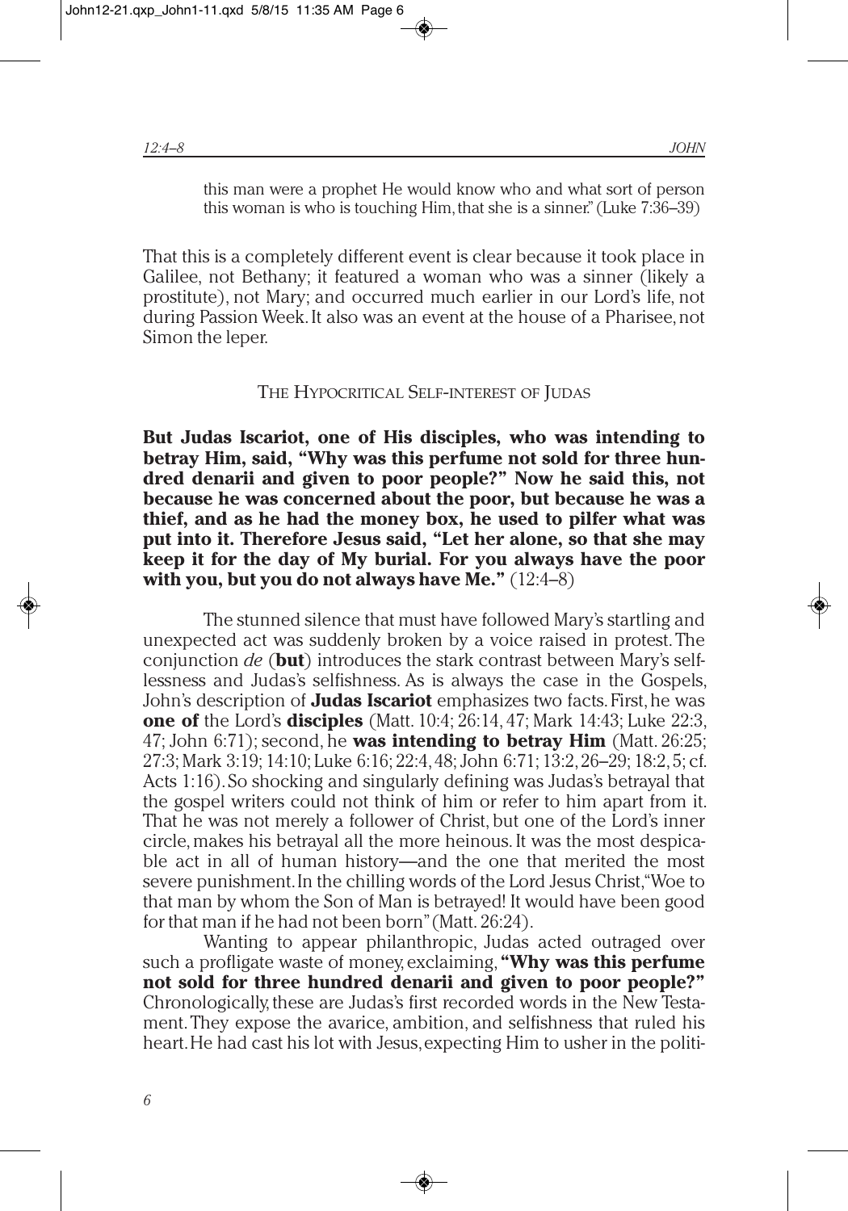this man were a prophet He would know who and what sort of person this woman is who is touching Him, that she is a sinner." (Luke 7:36–39)

That this is a completely different event is clear because it took place in Galilee, not Bethany; it featured a woman who was a sinner (likely a prostitute), not Mary; and occurred much earlier in our Lord's life, not during Passion Week. It also was an event at the house of a Pharisee, not Simon the leper.

## The Hypocritical Self-interest of Judas

**But Judas Iscariot, one of His disciples, who was intending to betray Him, said, "Why was this perfume not sold for three hundred denarii and given to poor people?" Now he said this, not because he was concerned about the poor, but because he was a thief, and as he had the money box, he used to pilfer what was put into it. Therefore Jesus said, "Let her alone, so that she may keep it for the day of My burial. For you always have the poor with you, but you do not always have Me."** (12:4–8)

The stunned silence that must have followed Mary's startling and unexpected act was suddenly broken by a voice raised in protest. The conjunction *de* (**but**) introduces the stark contrast between Mary's selflessness and Judas's selfishness. As is always the case in the Gospels, John's description of **Judas Iscariot** emphasizes two facts. First, he was **one of** the Lord's **disciples** (Matt. 10:4; 26:14, 47; Mark 14:43; Luke 22:3, 47; John 6:71); second, he **was intending to betray Him** (Matt. 26:25; 27:3; Mark 3:19; 14:10; Luke 6:16; 22:4, 48; John 6:71; 13:2, 26–29; 18:2, 5; cf. Acts 1:16). So shocking and singularly defining was Judas's betrayal that the gospel writers could not think of him or refer to him apart from it. That he was not merely a follower of Christ, but one of the Lord's inner circle, makes his betrayal all the more heinous. It was the most despicable act in all of human history—and the one that merited the most severe punishment. In the chilling words of the Lord Jesus Christ, "Woe to that man by whom the Son of Man is betrayed! It would have been good for that man if he had not been born" (Matt. 26:24).

Wanting to appear philanthropic, Judas acted outraged over such a profligate waste of money, exclaiming, **"Why was this perfume not sold for three hundred denarii and given to poor people?"** Chronologically, these are Judas's first recorded words in the New Testament. They expose the avarice, ambition, and selfishness that ruled his heart. He had cast his lot with Jesus, expecting Him to usher in the politi-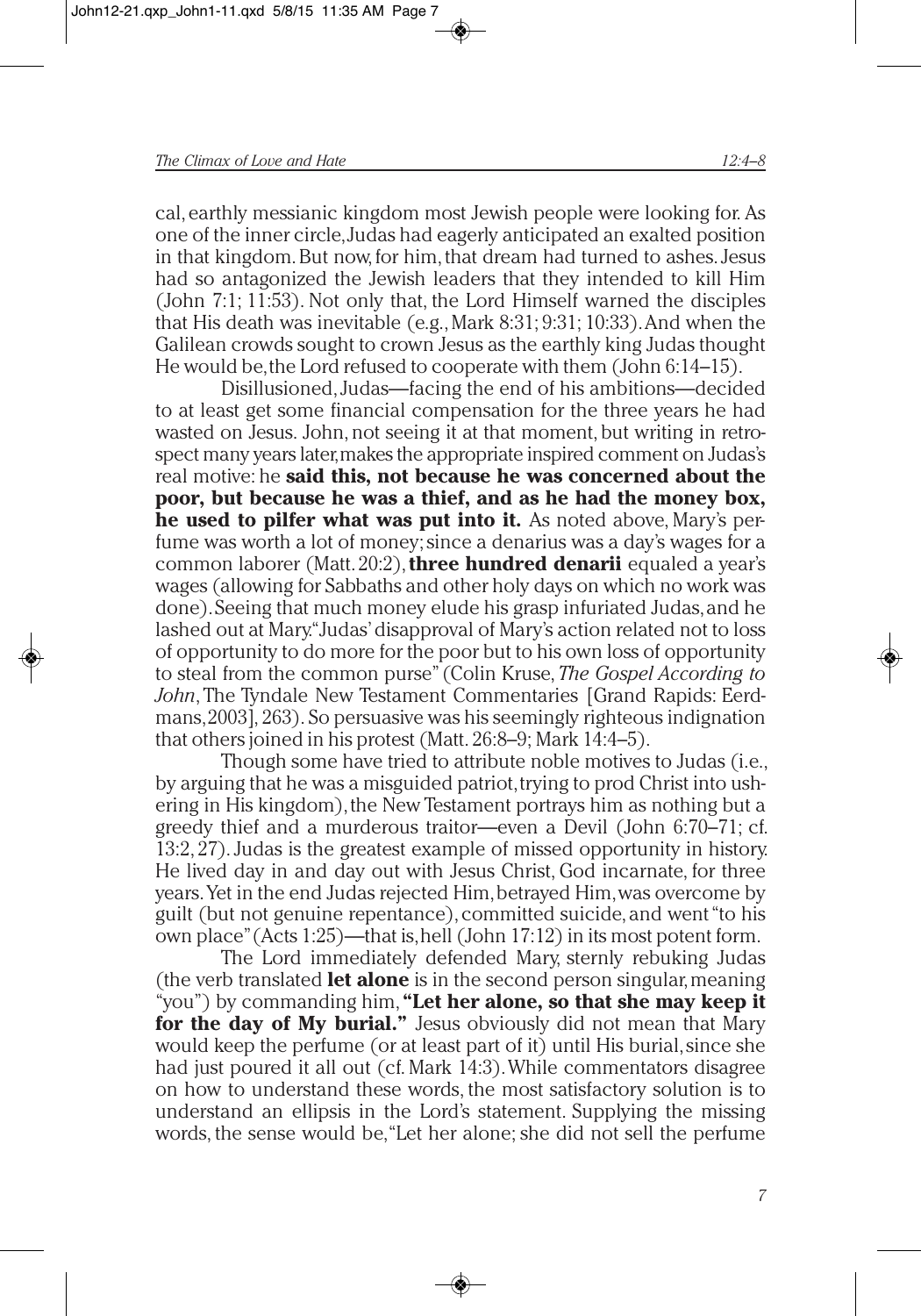cal, earthly messianic kingdom most Jewish people were looking for. As one of the inner circle, Judas had eagerly anticipated an exalted position in that kingdom. But now, for him, that dream had turned to ashes. Jesus had so antagonized the Jewish leaders that they intended to kill Him (John 7:1; 11:53). Not only that, the Lord Himself warned the disciples that His death was inevitable (e.g., Mark 8:31; 9:31; 10:33). And when the Galilean crowds sought to crown Jesus as the earthly king Judas thought He would be, the Lord refused to cooperate with them (John 6:14–15).

Disillusioned, Judas—facing the end of his ambitions—decided to at least get some financial compensation for the three years he had wasted on Jesus. John, not seeing it at that moment, but writing in retrospect many years later, makes the appropriate inspired comment on Judas's real motive: he **said this, not because he was concerned about the poor, but because he was a thief, and as he had the money box, he used to pilfer what was put into it.** As noted above, Mary's perfume was worth a lot of money; since a denarius was a day's wages for a common laborer (Matt. 20:2), **three hundred denarii** equaled a year's wages (allowing for Sabbaths and other holy days on which no work was done). Seeing that much money elude his grasp infuriated Judas, and he lashed out at Mary. "Judas' disapproval of Mary's action related not to loss of opportunity to do more for the poor but to his own loss of opportunity to steal from the common purse" (Colin Kruse, *The Gospel According to John*, The Tyndale New Testament Commentaries [Grand Rapids: Eerdmans, 2003], 263). So persuasive was his seemingly righteous indignation that others joined in his protest (Matt. 26:8–9; Mark 14:4–5).

Though some have tried to attribute noble motives to Judas (i.e., by arguing that he was a misguided patriot, trying to prod Christ into ushering in His kingdom), the New Testament portrays him as nothing but a greedy thief and a murderous traitor—even a Devil (John 6:70–71; cf. 13:2, 27). Judas is the greatest example of missed opportunity in history. He lived day in and day out with Jesus Christ, God incarnate, for three years. Yet in the end Judas rejected Him, betrayed Him, was overcome by guilt (but not genuine repentance), committed suicide, and went "to his own place" (Acts 1:25)—that is, hell (John 17:12) in its most potent form.

The Lord immediately defended Mary, sternly rebuking Judas (the verb translated **let alone** is in the second person singular, meaning "you") by commanding him, **"Let her alone, so that she may keep it for the day of My burial."** Jesus obviously did not mean that Mary would keep the perfume (or at least part of it) until His burial, since she had just poured it all out (cf. Mark 14:3). While commentators disagree on how to understand these words, the most satisfactory solution is to understand an ellipsis in the Lord's statement. Supplying the missing words, the sense would be, "Let her alone; she did not sell the perfume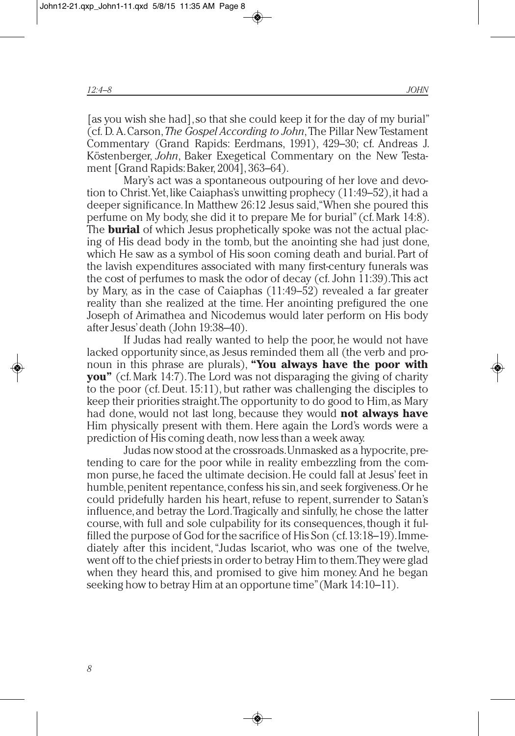[as you wish she had], so that she could keep it for the day of my burial" (cf. D. A. Carson, *The Gospel According to John*, The Pillar New Testament Commentary (Grand Rapids: Eerdmans, 1991), 429–30; cf. Andreas J. Köstenberger, *John*, Baker Exegetical Commentary on the New Testament [Grand Rapids: Baker, 2004], 363–64).

Mary's act was a spontaneous outpouring of her love and devotion to Christ. Yet, like Caiaphas's unwitting prophecy (11:49–52), it had a deeper significance. In Matthew 26:12 Jesus said, "When she poured this perfume on My body, she did it to prepare Me for burial" (cf. Mark 14:8). The **burial** of which Jesus prophetically spoke was not the actual placing of His dead body in the tomb, but the anointing she had just done, which He saw as a symbol of His soon coming death and burial. Part of the lavish expenditures associated with many first-century funerals was the cost of perfumes to mask the odor of decay (cf. John 11:39). This act by Mary, as in the case of Caiaphas (11:49–52) revealed a far greater reality than she realized at the time. Her anointing prefigured the one Joseph of Arimathea and Nicodemus would later perform on His body after Jesus' death (John 19:38–40).

If Judas had really wanted to help the poor, he would not have lacked opportunity since, as Jesus reminded them all (the verb and pronoun in this phrase are plurals), **"You always have the poor with you"** (cf. Mark 14:7). The Lord was not disparaging the giving of charity to the poor (cf. Deut. 15:11), but rather was challenging the disciples to keep their priorities straight. The opportunity to do good to Him, as Mary had done, would not last long, because they would **not always have** Him physically present with them. Here again the Lord's words were a prediction of His coming death, now less than a week away.

Judas now stood at the crossroads. Unmasked as a hypocrite, pretending to care for the poor while in reality embezzling from the common purse, he faced the ultimate decision. He could fall at Jesus' feet in humble, penitent repentance, confess his sin, and seek forgiveness. Or he could pridefully harden his heart, refuse to repent, surrender to Satan's influence, and betray the Lord. Tragically and sinfully, he chose the latter course, with full and sole culpability for its consequences, though it fulfilled the purpose of God for the sacrifice of His Son (cf. 13:18–19). Immediately after this incident, "Judas Iscariot, who was one of the twelve, went off to the chief priests in order to betray Him to them. They were glad when they heard this, and promised to give him money. And he began seeking how to betray Him at an opportune time" (Mark 14:10–11).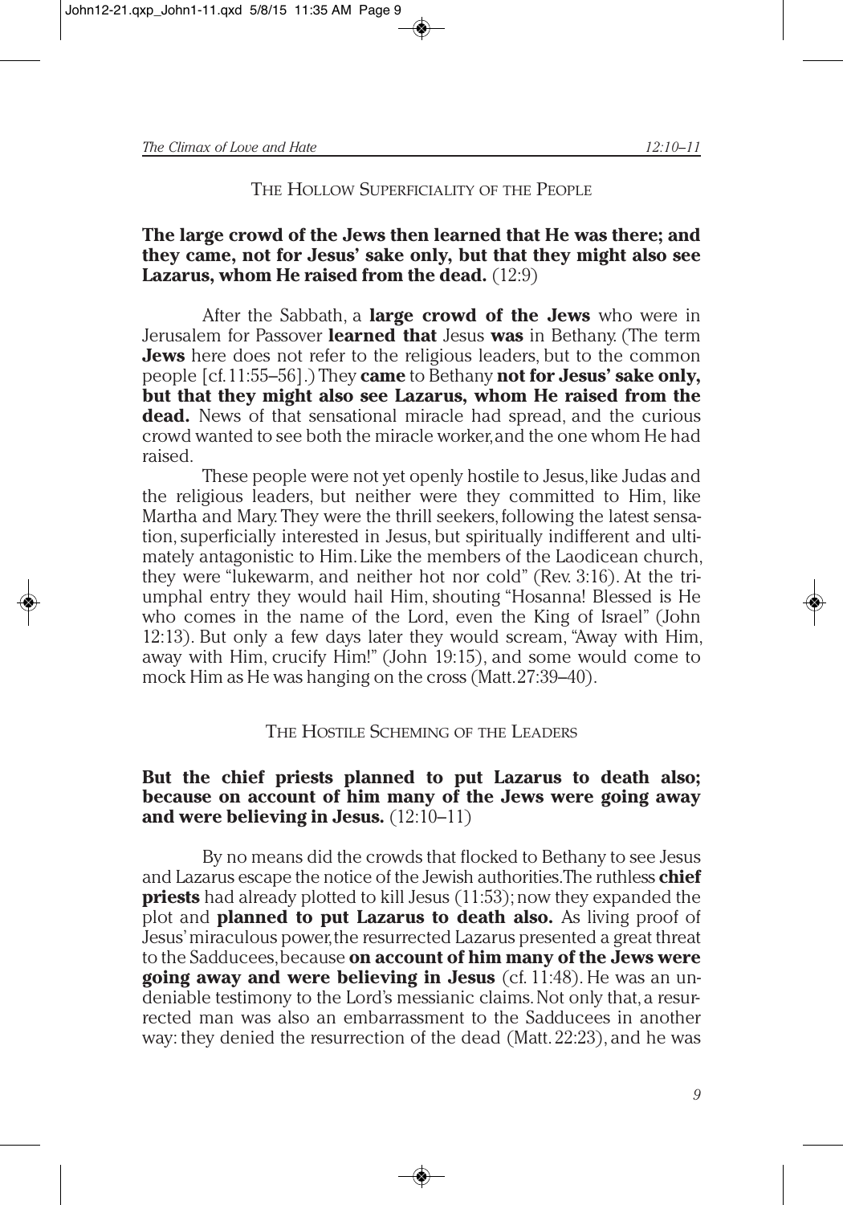## THE HOLLOW SUPERFICIALITY OF THE PEOPLE

**The large crowd of the Jews then learned that He was there; and they came, not for Jesus' sake only, but that they might also see Lazarus, whom He raised from the dead.** (12:9)

After the Sabbath, a **large crowd of the Jews** who were in Jerusalem for Passover **learned that** Jesus **was** in Bethany. (The term **Jews** here does not refer to the religious leaders, but to the common people [cf. 11:55–56].) They **came** to Bethany **not for Jesus' sake only, but that they might also see Lazarus, whom He raised from the dead.** News of that sensational miracle had spread, and the curious crowd wanted to see both the miracle worker, and the one whom He had raised.

These people were not yet openly hostile to Jesus, like Judas and the religious leaders, but neither were they committed to Him, like Martha and Mary. They were the thrill seekers, following the latest sensation, superficially interested in Jesus, but spiritually indifferent and ultimately antagonistic to Him. Like the members of the Laodicean church, they were "lukewarm, and neither hot nor cold" (Rev. 3:16). At the triumphal entry they would hail Him, shouting "Hosanna! Blessed is He who comes in the name of the Lord, even the King of Israel" (John 12:13). But only a few days later they would scream, "Away with Him, away with Him, crucify Him!" (John 19:15), and some would come to mock Him as He was hanging on the cross (Matt. 27:39–40).

## THE HOSTILE SCHEMING OF THE LEADERS

**But the chief priests planned to put Lazarus to death also; because on account of him many of the Jews were going away and were believing in Jesus.** (12:10–11)

By no means did the crowds that flocked to Bethany to see Jesus and Lazarus escape the notice of the Jewish authorities. The ruthless **chief priests** had already plotted to kill Jesus (11:53); now they expanded the plot and **planned to put Lazarus to death also.** As living proof of Jesus' miraculous power, the resurrected Lazarus presented a great threat to the Sadducees, because **on account of him many of the Jews were going away and were believing in Jesus** (cf. 11:48). He was an undeniable testimony to the Lord's messianic claims. Not only that, a resurrected man was also an embarrassment to the Sadducees in another way: they denied the resurrection of the dead (Matt. 22:23), and he was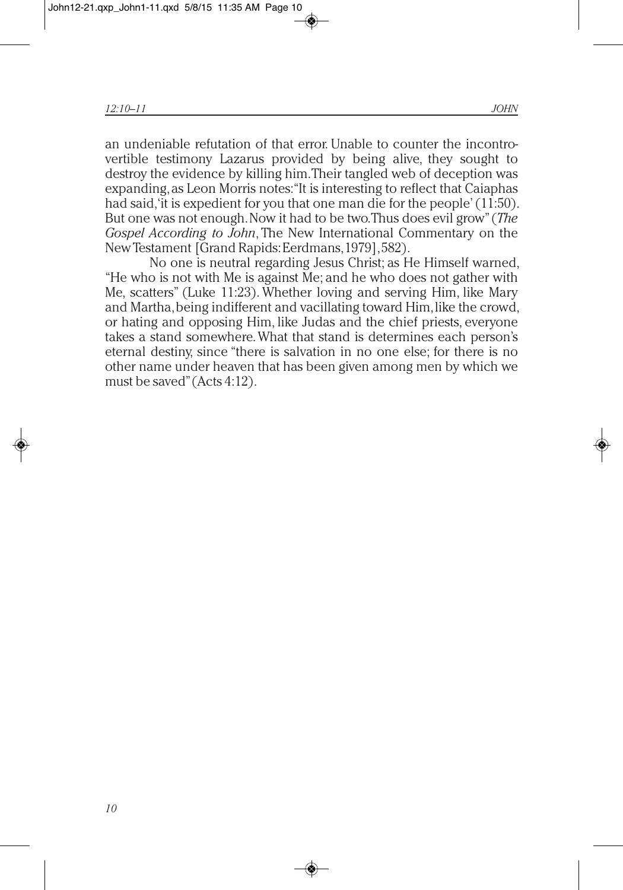an undeniable refutation of that error. Unable to counter the incontrovertible testimony Lazarus provided by being alive, they sought to destroy the evidence by killing him. Their tangled web of deception was expanding, as Leon Morris notes: "It is interesting to reflect that Caiaphas had said, 'it is expedient for you that one man die for the people' (11:50). But one was not enough. Now it had to be two. Thus does evil grow" (*The Gospel According to John*, The New International Commentary on the New Testament [Grand Rapids: Eerdmans, 1979], 582).

No one is neutral regarding Jesus Christ; as He Himself warned, "He who is not with Me is against Me; and he who does not gather with Me, scatters" (Luke 11:23). Whether loving and serving Him, like Mary and Martha, being indifferent and vacillating toward Him, like the crowd, or hating and opposing Him, like Judas and the chief priests, everyone takes a stand somewhere. What that stand is determines each person's eternal destiny, since "there is salvation in no one else; for there is no other name under heaven that has been given among men by which we must be saved" (Acts 4:12).